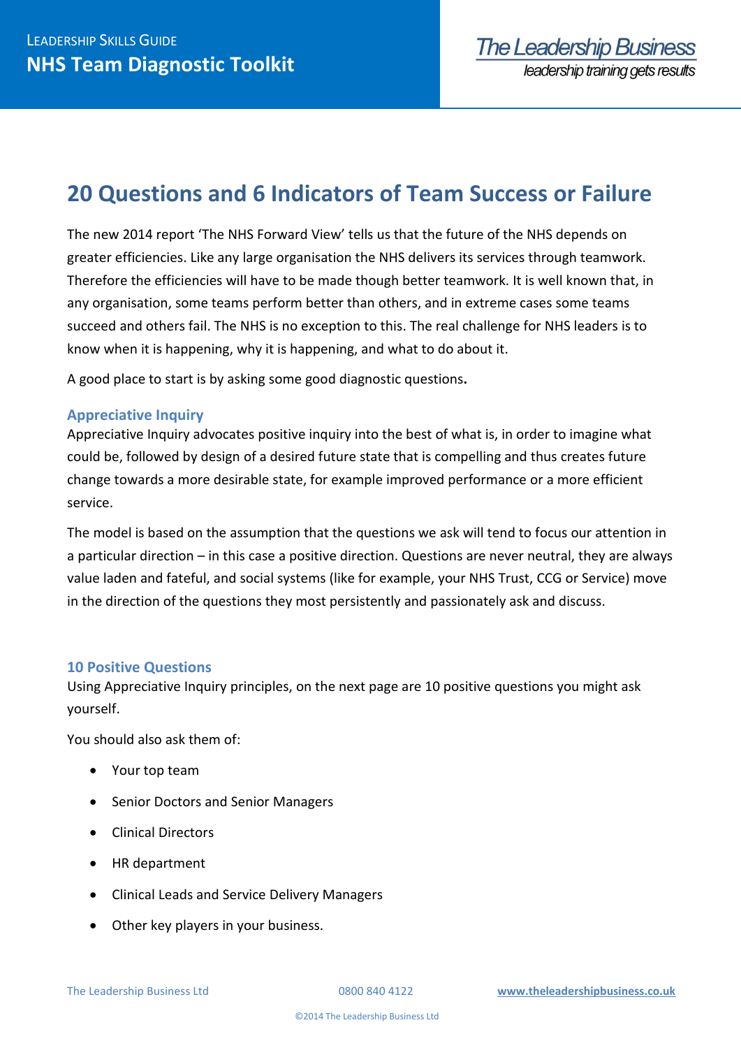# 20 Questions and 6 Indicators of Team Success or Failure

The new 2014 report 'The NHS Forward View' tells us that the future of the NHS depends on greater efficiencies. Like any large organisation the NHS delivers its services through teamwork. Therefore the efficiencies will have to be made though better teamwork. It is well known that, in any organisation, some teams perform better than others, and in extreme cases some teams succeed and others fail. The NHS is no exception to this. The real challenge for NHS leaders is to know when it is happening, why it is happening, and what to do about it.

A good place to start is by asking some good diagnostic questions**.**

## Appreciative Inquiry

Appreciative Inquiry advocates positive inquiry into the best of what is, in order to imagine what could be, followed by design of a desired future state that is compelling and thus creates future change towards a more desirable state, for example improved performance or a more efficient service.

The model is based on the assumption that the questions we ask will tend to focus our attention in a particular direction – in this case a positive direction. Questions are never neutral, they are always value laden and fateful, and social systems (like for example, your NHS Trust, CCG or Service) move in the direction of the questions they most persistently and passionately ask and discuss.

## 10 Positive Questions

Using Appreciative Inquiry principles, on the next page are 10 positive questions you might ask yourself.

You should also ask them of:

- Your top team
- Senior Doctors and Senior Managers
- Clinical Directors
- HR department
- Clinical Leads and Service Delivery Managers
- Other key players in your business.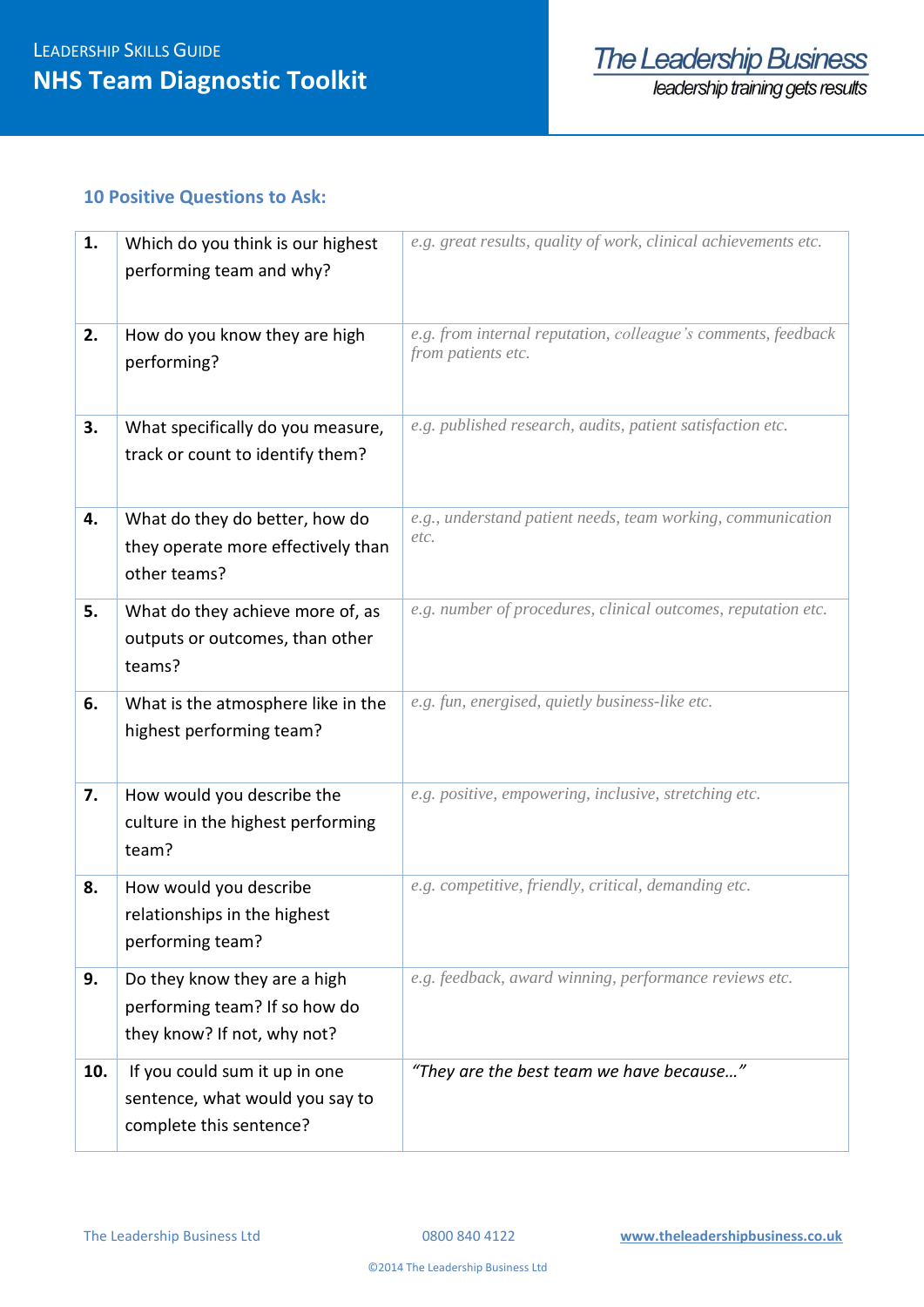## 10 Positive Questions to Ask:

| | | |
|---|---|---|
| **1.** | Which do you think is our highest performing team and why? | *e.g. great results, quality of work, clinical achievements etc.* |
| **2.** | How do you know they are high performing? | *e.g. from internal reputation, colleague's comments, feedback from patients etc.* |
| **3.** | What specifically do you measure, track or count to identify them? | *e.g. published research, audits, patient satisfaction etc.* |
| **4.** | What do they do better, how do they operate more effectively than other teams? | *e.g., understand patient needs, team working, communication etc.* |
| **5.** | What do they achieve more of, as outputs or outcomes, than other teams? | *e.g. number of procedures, clinical outcomes, reputation etc.* |
| **6.** | What is the atmosphere like in the highest performing team? | *e.g. fun, energised, quietly business-like etc.* |
| **7.** | How would you describe the culture in the highest performing team? | *e.g. positive, empowering, inclusive, stretching etc.* |
| **8.** | How would you describe relationships in the highest performing team? | *e.g. competitive, friendly, critical, demanding etc.* |
| **9.** | Do they know they are a high performing team? If so how do they know? If not, why not? | *e.g. feedback, award winning, performance reviews etc.* |
| **10.** | If you could sum it up in one sentence, what would you say to complete this sentence? | *"They are the best team we have because…"* |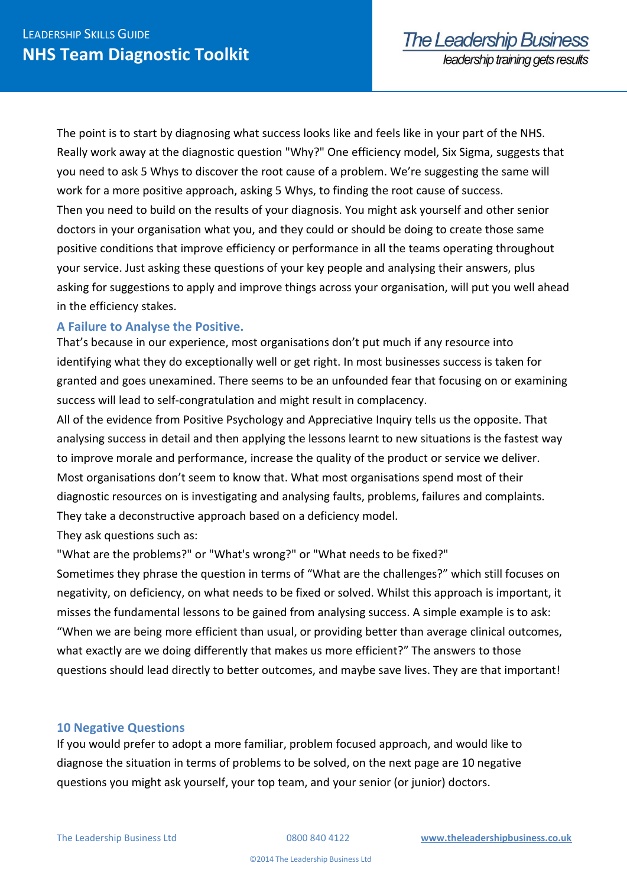The point is to start by diagnosing what success looks like and feels like in your part of the NHS. Really work away at the diagnostic question "Why?" One efficiency model, Six Sigma, suggests that you need to ask 5 Whys to discover the root cause of a problem. We're suggesting the same will work for a more positive approach, asking 5 Whys, to finding the root cause of success.

Then you need to build on the results of your diagnosis. You might ask yourself and other senior doctors in your organisation what you, and they could or should be doing to create those same positive conditions that improve efficiency or performance in all the teams operating throughout your service. Just asking these questions of your key people and analysing their answers, plus asking for suggestions to apply and improve things across your organisation, will put you well ahead in the efficiency stakes.

### A Failure to Analyse the Positive.

That's because in our experience, most organisations don't put much if any resource into identifying what they do exceptionally well or get right. In most businesses success is taken for granted and goes unexamined. There seems to be an unfounded fear that focusing on or examining success will lead to self-congratulation and might result in complacency.

All of the evidence from Positive Psychology and Appreciative Inquiry tells us the opposite. That analysing success in detail and then applying the lessons learnt to new situations is the fastest way to improve morale and performance, increase the quality of the product or service we deliver.

Most organisations don't seem to know that. What most organisations spend most of their diagnostic resources on is investigating and analysing faults, problems, failures and complaints. They take a deconstructive approach based on a deficiency model.

They ask questions such as:

"What are the problems?" or "What's wrong?" or "What needs to be fixed?"

Sometimes they phrase the question in terms of "What are the challenges?" which still focuses on negativity, on deficiency, on what needs to be fixed or solved. Whilst this approach is important, it misses the fundamental lessons to be gained from analysing success. A simple example is to ask: "When we are being more efficient than usual, or providing better than average clinical outcomes, what exactly are we doing differently that makes us more efficient?" The answers to those questions should lead directly to better outcomes, and maybe save lives. They are that important!

### 10 Negative Questions

If you would prefer to adopt a more familiar, problem focused approach, and would like to diagnose the situation in terms of problems to be solved, on the next page are 10 negative questions you might ask yourself, your top team, and your senior (or junior) doctors.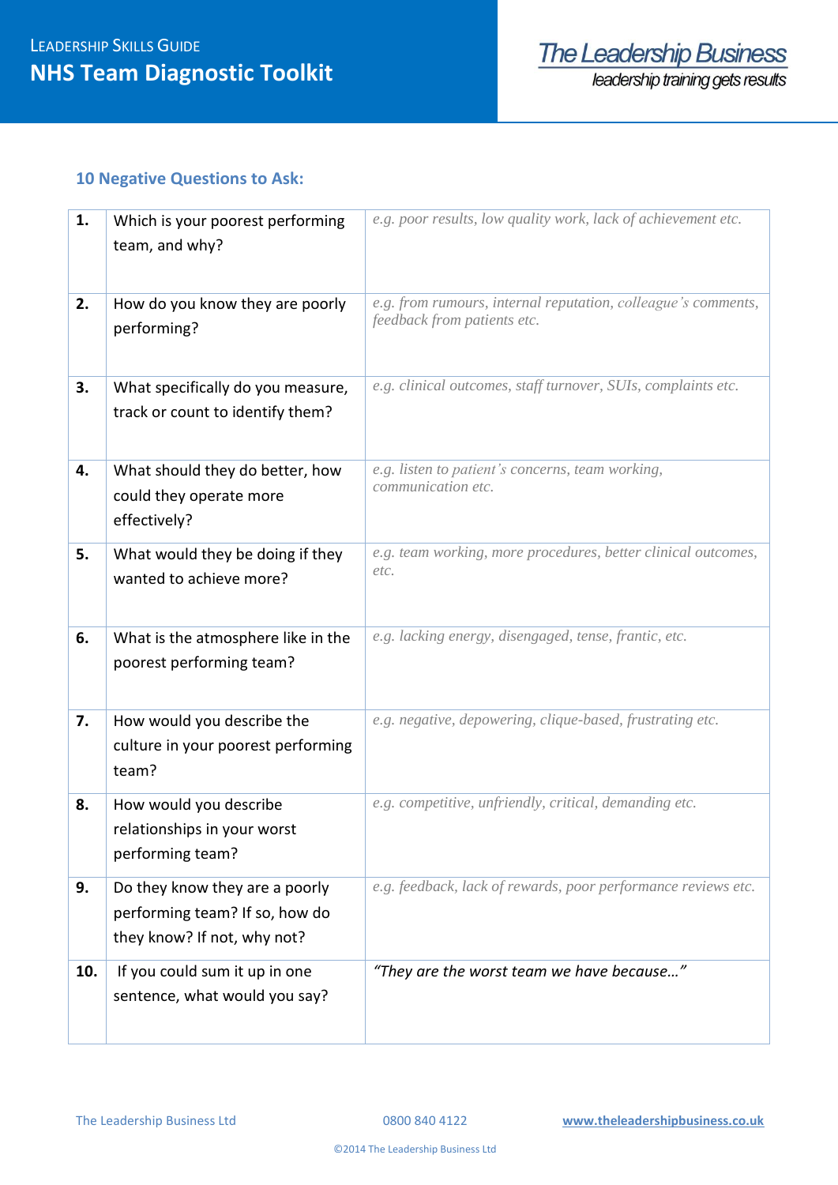# NHS Team Diagnostic Toolkit

## 10 Negative Questions to Ask:

| | | |
|---|---|---|
| **1.** | Which is your poorest performing team, and why? | *e.g. poor results, low quality work, lack of achievement etc.* |
| **2.** | How do you know they are poorly performing? | *e.g. from rumours, internal reputation, colleague's comments, feedback from patients etc.* |
| **3.** | What specifically do you measure, track or count to identify them? | *e.g. clinical outcomes, staff turnover, SUIs, complaints etc.* |
| **4.** | What should they do better, how could they operate more effectively? | *e.g. listen to patient's concerns, team working, communication etc.* |
| **5.** | What would they be doing if they wanted to achieve more? | *e.g. team working, more procedures, better clinical outcomes, etc.* |
| **6.** | What is the atmosphere like in the poorest performing team? | *e.g. lacking energy, disengaged, tense, frantic, etc.* |
| **7.** | How would you describe the culture in your poorest performing team? | *e.g. negative, depowering, clique-based, frustrating etc.* |
| **8.** | How would you describe relationships in your worst performing team? | *e.g. competitive, unfriendly, critical, demanding etc.* |
| **9.** | Do they know they are a poorly performing team? If so, how do they know? If not, why not? | *e.g. feedback, lack of rewards, poor performance reviews etc.* |
| **10.** | If you could sum it up in one sentence, what would you say? | *"They are the worst team we have because…"* |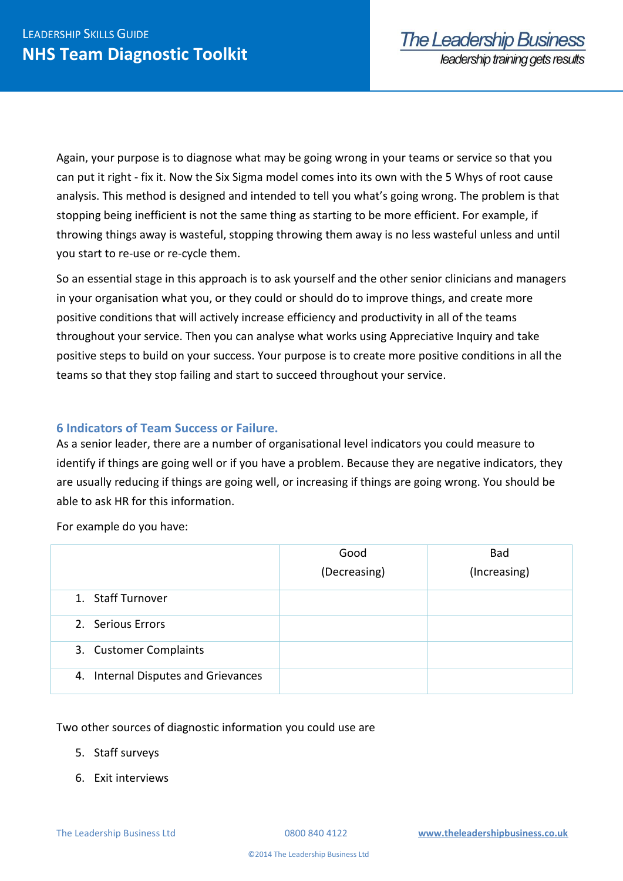Again, your purpose is to diagnose what may be going wrong in your teams or service so that you can put it right - fix it. Now the Six Sigma model comes into its own with the 5 Whys of root cause analysis. This method is designed and intended to tell you what's going wrong. The problem is that stopping being inefficient is not the same thing as starting to be more efficient. For example, if throwing things away is wasteful, stopping throwing them away is no less wasteful unless and until you start to re-use or re-cycle them.

So an essential stage in this approach is to ask yourself and the other senior clinicians and managers in your organisation what you, or they could or should do to improve things, and create more positive conditions that will actively increase efficiency and productivity in all of the teams throughout your service. Then you can analyse what works using Appreciative Inquiry and take positive steps to build on your success. Your purpose is to create more positive conditions in all the teams so that they stop failing and start to succeed throughout your service.

### 6 Indicators of Team Success or Failure.

As a senior leader, there are a number of organisational level indicators you could measure to identify if things are going well or if you have a problem. Because they are negative indicators, they are usually reducing if things are going well, or increasing if things are going wrong. You should be able to ask HR for this information.

For example do you have:

| | Good (Decreasing) | Bad (Increasing) |
|---|---|---|
| 1. Staff Turnover | | |
| 2. Serious Errors | | |
| 3. Customer Complaints | | |
| 4. Internal Disputes and Grievances | | |

Two other sources of diagnostic information you could use are

5. Staff surveys
6. Exit interviews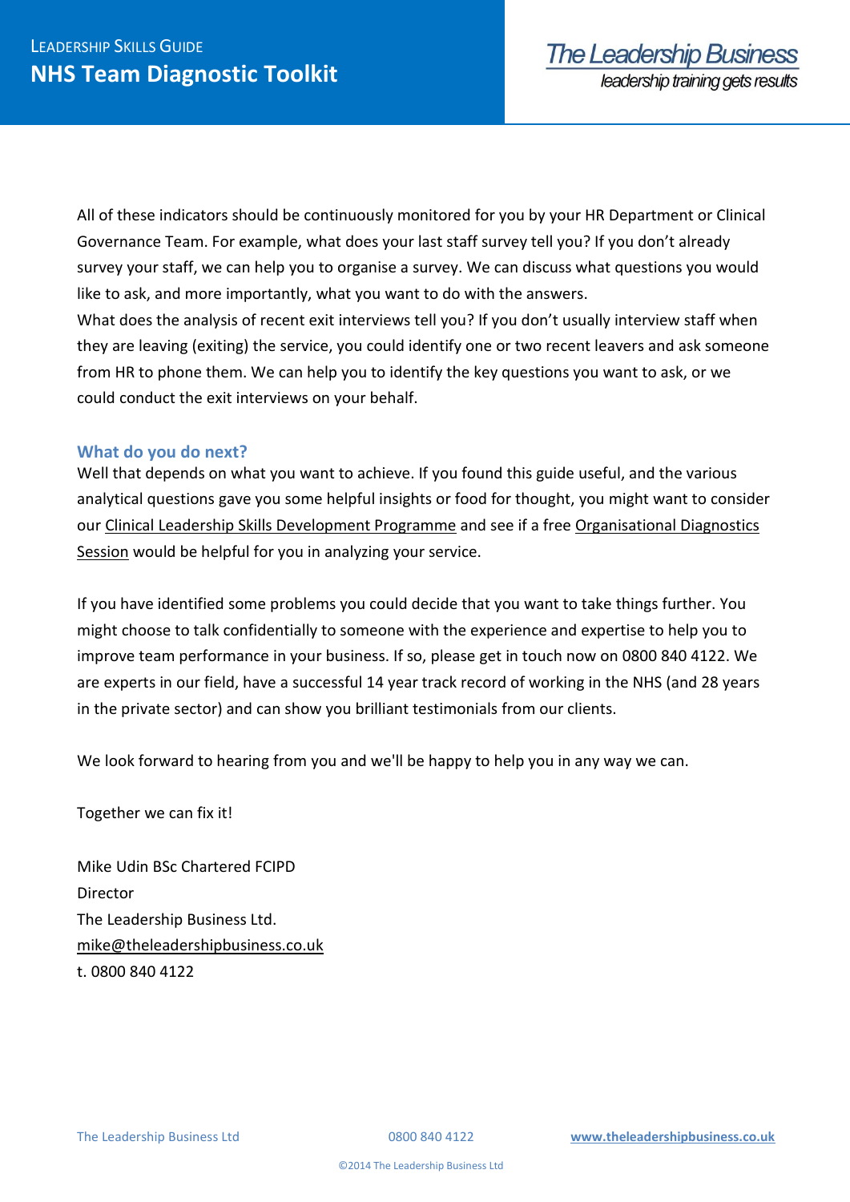All of these indicators should be continuously monitored for you by your HR Department or Clinical Governance Team. For example, what does your last staff survey tell you? If you don't already survey your staff, we can help you to organise a survey. We can discuss what questions you would like to ask, and more importantly, what you want to do with the answers.
What does the analysis of recent exit interviews tell you? If you don't usually interview staff when they are leaving (exiting) the service, you could identify one or two recent leavers and ask someone from HR to phone them. We can help you to identify the key questions you want to ask, or we could conduct the exit interviews on your behalf.

## What do you do next?

Well that depends on what you want to achieve. If you found this guide useful, and the various analytical questions gave you some helpful insights or food for thought, you might want to consider our Clinical Leadership Skills Development Programme and see if a free Organisational Diagnostics Session would be helpful for you in analyzing your service.

If you have identified some problems you could decide that you want to take things further. You might choose to talk confidentially to someone with the experience and expertise to help you to improve team performance in your business. If so, please get in touch now on 0800 840 4122. We are experts in our field, have a successful 14 year track record of working in the NHS (and 28 years in the private sector) and can show you brilliant testimonials from our clients.

We look forward to hearing from you and we'll be happy to help you in any way we can.

Together we can fix it!

Mike Udin BSc Chartered FCIPD
Director
The Leadership Business Ltd.
mike@theleadershipbusiness.co.uk
t. 0800 840 4122